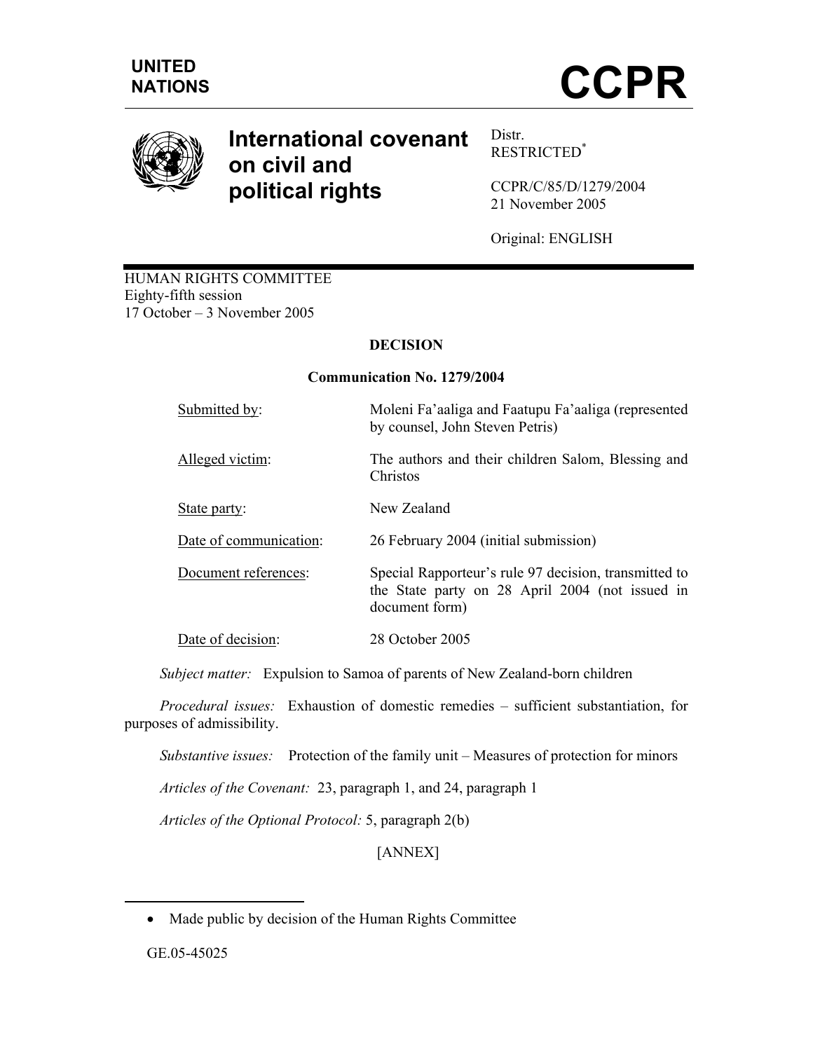UNITED NATIONS

# CCPR

## International covenant on civil and political rights

Distr.
RESTRICTED*

CCPR/C/85/D/1279/2004
21 November 2005

Original: ENGLISH

HUMAN RIGHTS COMMITTEE
Eighty-fifth session
17 October – 3 November 2005

**DECISION**

**Communication No. 1279/2004**

| | |
|---|---|
| Submitted by: | Moleni Fa'aaliga and Faatupu Fa'aaliga (represented by counsel, John Steven Petris) |
| Alleged victim: | The authors and their children Salom, Blessing and Christos |
| State party: | New Zealand |
| Date of communication: | 26 February 2004 (initial submission) |
| Document references: | Special Rapporteur's rule 97 decision, transmitted to the State party on 28 April 2004 (not issued in document form) |
| Date of decision: | 28 October 2005 |

*Subject matter:* Expulsion to Samoa of parents of New Zealand-born children

*Procedural issues:* Exhaustion of domestic remedies – sufficient substantiation, for purposes of admissibility.

*Substantive issues:* Protection of the family unit – Measures of protection for minors

*Articles of the Covenant:* 23, paragraph 1, and 24, paragraph 1

*Articles of the Optional Protocol:* 5, paragraph 2(b)

[ANNEX]

* Made public by decision of the Human Rights Committee

GE.05-45025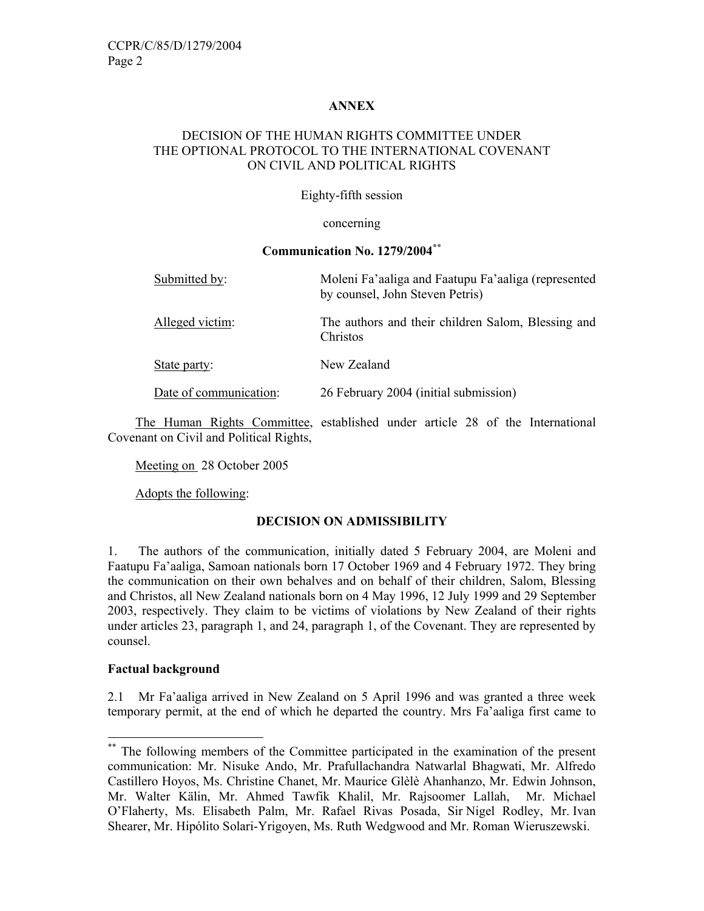**ANNEX**

DECISION OF THE HUMAN RIGHTS COMMITTEE UNDER THE OPTIONAL PROTOCOL TO THE INTERNATIONAL COVENANT ON CIVIL AND POLITICAL RIGHTS

Eighty-fifth session

concerning

**Communication No. 1279/2004**[**]

| | |
|---|---|
| Submitted by: | Moleni Fa'aaliga and Faatupu Fa'aaliga (represented by counsel, John Steven Petris) |
| Alleged victim: | The authors and their children Salom, Blessing and Christos |
| State party: | New Zealand |
| Date of communication: | 26 February 2004 (initial submission) |

The Human Rights Committee, established under article 28 of the International Covenant on Civil and Political Rights,

Meeting on 28 October 2005

Adopts the following:

**DECISION ON ADMISSIBILITY**

1. The authors of the communication, initially dated 5 February 2004, are Moleni and Faatupu Fa'aaliga, Samoan nationals born 17 October 1969 and 4 February 1972. They bring the communication on their own behalves and on behalf of their children, Salom, Blessing and Christos, all New Zealand nationals born on 4 May 1996, 12 July 1999 and 29 September 2003, respectively. They claim to be victims of violations by New Zealand of their rights under articles 23, paragraph 1, and 24, paragraph 1, of the Covenant. They are represented by counsel.

**Factual background**

2.1 Mr Fa'aaliga arrived in New Zealand on 5 April 1996 and was granted a three week temporary permit, at the end of which he departed the country. Mrs Fa'aaliga first came to

[**] The following members of the Committee participated in the examination of the present communication: Mr. Nisuke Ando, Mr. Prafullachandra Natwarlal Bhagwati, Mr. Alfredo Castillero Hoyos, Ms. Christine Chanet, Mr. Maurice Glèlè Ahanhanzo, Mr. Edwin Johnson, Mr. Walter Kälin, Mr. Ahmed Tawfik Khalil, Mr. Rajsoomer Lallah, Mr. Michael O'Flaherty, Ms. Elisabeth Palm, Mr. Rafael Rivas Posada, Sir Nigel Rodley, Mr. Ivan Shearer, Mr. Hipólito Solari-Yrigoyen, Ms. Ruth Wedgwood and Mr. Roman Wieruszewski.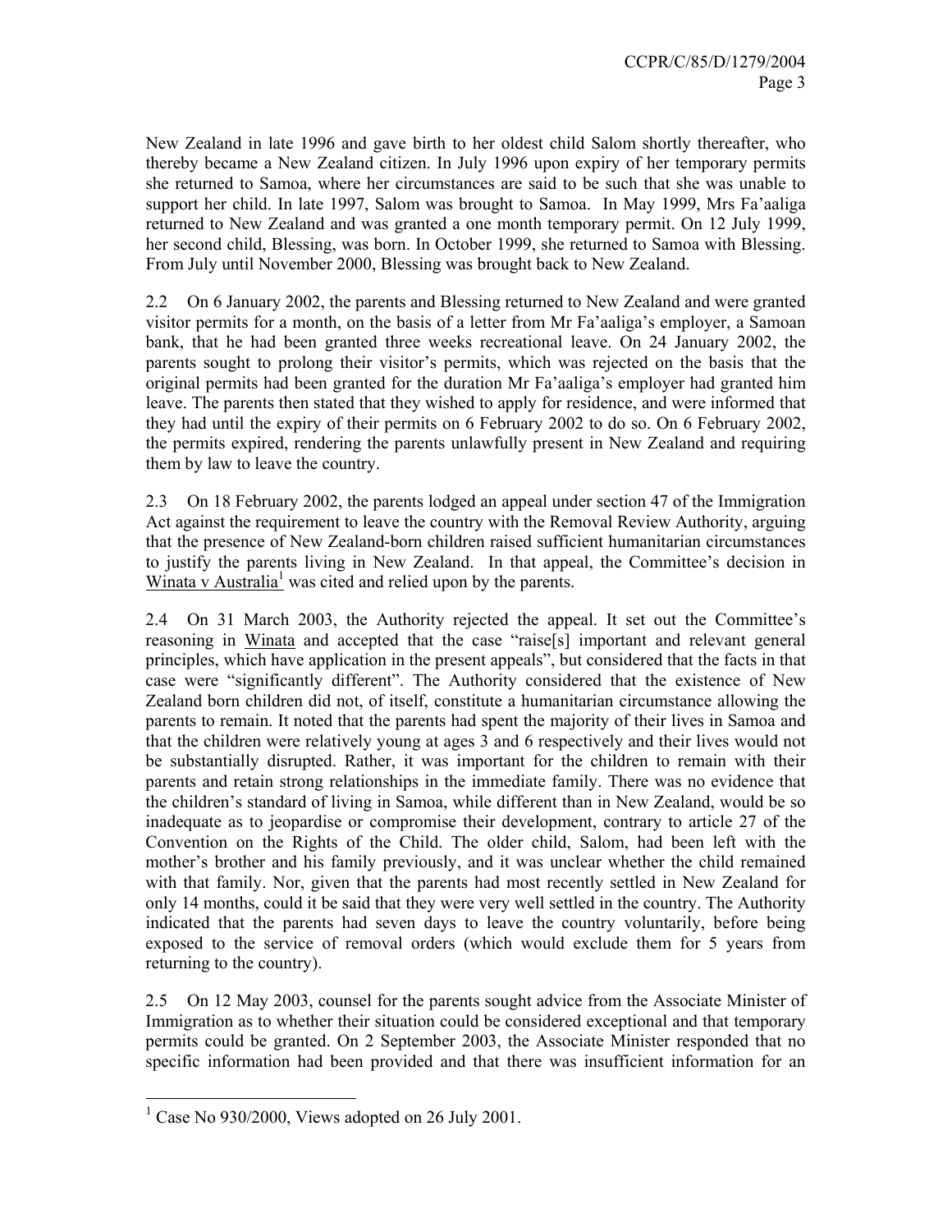New Zealand in late 1996 and gave birth to her oldest child Salom shortly thereafter, who thereby became a New Zealand citizen. In July 1996 upon expiry of her temporary permits she returned to Samoa, where her circumstances are said to be such that she was unable to support her child. In late 1997, Salom was brought to Samoa. In May 1999, Mrs Fa'aaliga returned to New Zealand and was granted a one month temporary permit. On 12 July 1999, her second child, Blessing, was born. In October 1999, she returned to Samoa with Blessing. From July until November 2000, Blessing was brought back to New Zealand.

2.2 On 6 January 2002, the parents and Blessing returned to New Zealand and were granted visitor permits for a month, on the basis of a letter from Mr Fa'aaliga's employer, a Samoan bank, that he had been granted three weeks recreational leave. On 24 January 2002, the parents sought to prolong their visitor's permits, which was rejected on the basis that the original permits had been granted for the duration Mr Fa'aaliga's employer had granted him leave. The parents then stated that they wished to apply for residence, and were informed that they had until the expiry of their permits on 6 February 2002 to do so. On 6 February 2002, the permits expired, rendering the parents unlawfully present in New Zealand and requiring them by law to leave the country.

2.3 On 18 February 2002, the parents lodged an appeal under section 47 of the Immigration Act against the requirement to leave the country with the Removal Review Authority, arguing that the presence of New Zealand-born children raised sufficient humanitarian circumstances to justify the parents living in New Zealand. In that appeal, the Committee's decision in Winata v Australia[1] was cited and relied upon by the parents.

2.4 On 31 March 2003, the Authority rejected the appeal. It set out the Committee's reasoning in Winata and accepted that the case "raise[s] important and relevant general principles, which have application in the present appeals", but considered that the facts in that case were "significantly different". The Authority considered that the existence of New Zealand born children did not, of itself, constitute a humanitarian circumstance allowing the parents to remain. It noted that the parents had spent the majority of their lives in Samoa and that the children were relatively young at ages 3 and 6 respectively and their lives would not be substantially disrupted. Rather, it was important for the children to remain with their parents and retain strong relationships in the immediate family. There was no evidence that the children's standard of living in Samoa, while different than in New Zealand, would be so inadequate as to jeopardise or compromise their development, contrary to article 27 of the Convention on the Rights of the Child. The older child, Salom, had been left with the mother's brother and his family previously, and it was unclear whether the child remained with that family. Nor, given that the parents had most recently settled in New Zealand for only 14 months, could it be said that they were very well settled in the country. The Authority indicated that the parents had seven days to leave the country voluntarily, before being exposed to the service of removal orders (which would exclude them for 5 years from returning to the country).

2.5 On 12 May 2003, counsel for the parents sought advice from the Associate Minister of Immigration as to whether their situation could be considered exceptional and that temporary permits could be granted. On 2 September 2003, the Associate Minister responded that no specific information had been provided and that there was insufficient information for an

[1] Case No 930/2000, Views adopted on 26 July 2001.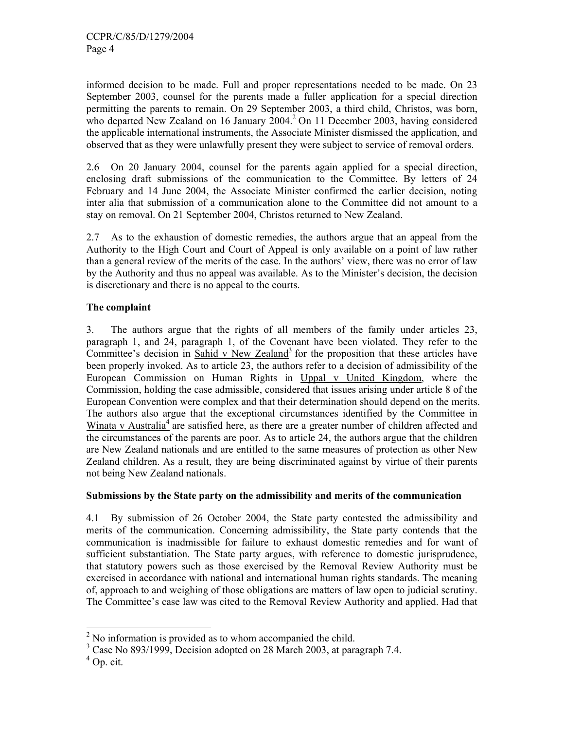informed decision to be made. Full and proper representations needed to be made. On 23 September 2003, counsel for the parents made a fuller application for a special direction permitting the parents to remain. On 29 September 2003, a third child, Christos, was born, who departed New Zealand on 16 January 2004.[2] On 11 December 2003, having considered the applicable international instruments, the Associate Minister dismissed the application, and observed that as they were unlawfully present they were subject to service of removal orders.

2.6 On 20 January 2004, counsel for the parents again applied for a special direction, enclosing draft submissions of the communication to the Committee. By letters of 24 February and 14 June 2004, the Associate Minister confirmed the earlier decision, noting inter alia that submission of a communication alone to the Committee did not amount to a stay on removal. On 21 September 2004, Christos returned to New Zealand.

2.7 As to the exhaustion of domestic remedies, the authors argue that an appeal from the Authority to the High Court and Court of Appeal is only available on a point of law rather than a general review of the merits of the case. In the authors' view, there was no error of law by the Authority and thus no appeal was available. As to the Minister's decision, the decision is discretionary and there is no appeal to the courts.

**The complaint**

3. The authors argue that the rights of all members of the family under articles 23, paragraph 1, and 24, paragraph 1, of the Covenant have been violated. They refer to the Committee's decision in Sahid v New Zealand[3] for the proposition that these articles have been properly invoked. As to article 23, the authors refer to a decision of admissibility of the European Commission on Human Rights in Uppal v United Kingdom, where the Commission, holding the case admissible, considered that issues arising under article 8 of the European Convention were complex and that their determination should depend on the merits. The authors also argue that the exceptional circumstances identified by the Committee in Winata v Australia[4] are satisfied here, as there are a greater number of children affected and the circumstances of the parents are poor. As to article 24, the authors argue that the children are New Zealand nationals and are entitled to the same measures of protection as other New Zealand children. As a result, they are being discriminated against by virtue of their parents not being New Zealand nationals.

**Submissions by the State party on the admissibility and merits of the communication**

4.1 By submission of 26 October 2004, the State party contested the admissibility and merits of the communication. Concerning admissibility, the State party contends that the communication is inadmissible for failure to exhaust domestic remedies and for want of sufficient substantiation. The State party argues, with reference to domestic jurisprudence, that statutory powers such as those exercised by the Removal Review Authority must be exercised in accordance with national and international human rights standards. The meaning of, approach to and weighing of those obligations are matters of law open to judicial scrutiny. The Committee's case law was cited to the Removal Review Authority and applied. Had that

---

[2] No information is provided as to whom accompanied the child.

[3] Case No 893/1999, Decision adopted on 28 March 2003, at paragraph 7.4.

[4] Op. cit.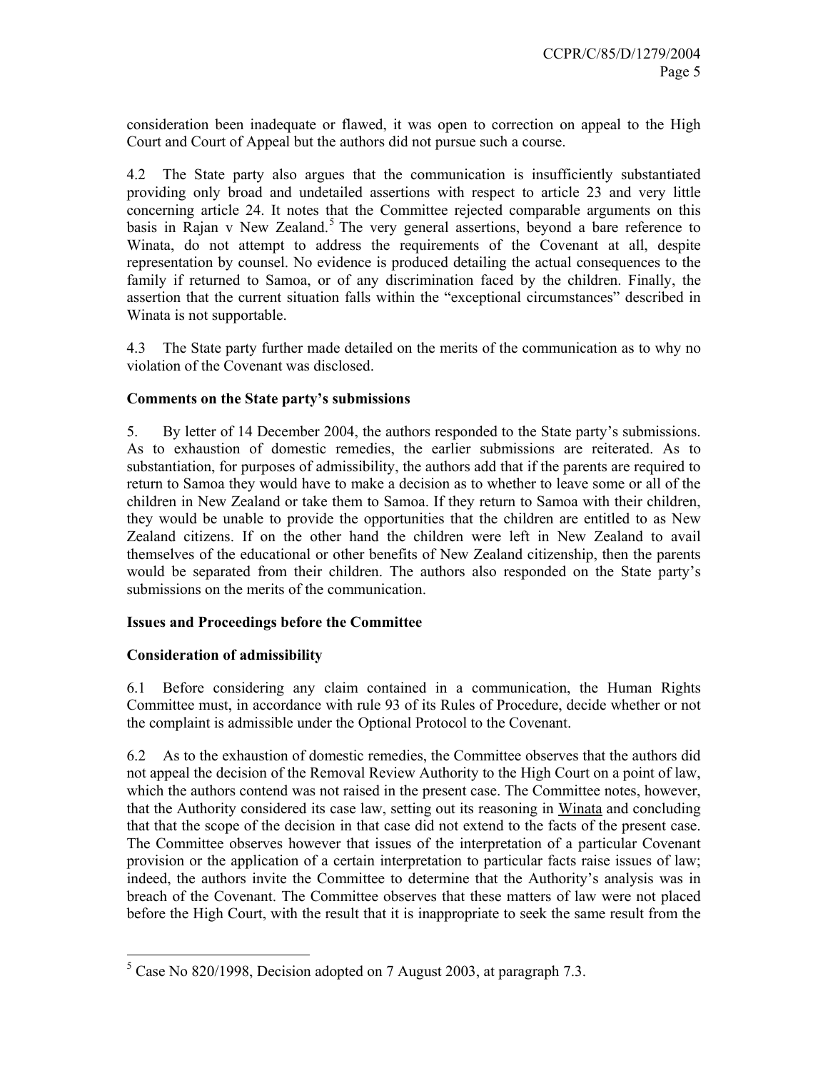consideration been inadequate or flawed, it was open to correction on appeal to the High Court and Court of Appeal but the authors did not pursue such a course.

4.2 The State party also argues that the communication is insufficiently substantiated providing only broad and undetailed assertions with respect to article 23 and very little concerning article 24. It notes that the Committee rejected comparable arguments on this basis in Rajan v New Zealand.[5] The very general assertions, beyond a bare reference to Winata, do not attempt to address the requirements of the Covenant at all, despite representation by counsel. No evidence is produced detailing the actual consequences to the family if returned to Samoa, or of any discrimination faced by the children. Finally, the assertion that the current situation falls within the "exceptional circumstances" described in Winata is not supportable.

4.3 The State party further made detailed on the merits of the communication as to why no violation of the Covenant was disclosed.

**Comments on the State party's submissions**

5. By letter of 14 December 2004, the authors responded to the State party's submissions. As to exhaustion of domestic remedies, the earlier submissions are reiterated. As to substantiation, for purposes of admissibility, the authors add that if the parents are required to return to Samoa they would have to make a decision as to whether to leave some or all of the children in New Zealand or take them to Samoa. If they return to Samoa with their children, they would be unable to provide the opportunities that the children are entitled to as New Zealand citizens. If on the other hand the children were left in New Zealand to avail themselves of the educational or other benefits of New Zealand citizenship, then the parents would be separated from their children. The authors also responded on the State party's submissions on the merits of the communication.

**Issues and Proceedings before the Committee**

**Consideration of admissibility**

6.1 Before considering any claim contained in a communication, the Human Rights Committee must, in accordance with rule 93 of its Rules of Procedure, decide whether or not the complaint is admissible under the Optional Protocol to the Covenant.

6.2 As to the exhaustion of domestic remedies, the Committee observes that the authors did not appeal the decision of the Removal Review Authority to the High Court on a point of law, which the authors contend was not raised in the present case. The Committee notes, however, that the Authority considered its case law, setting out its reasoning in Winata and concluding that that the scope of the decision in that case did not extend to the facts of the present case. The Committee observes however that issues of the interpretation of a particular Covenant provision or the application of a certain interpretation to particular facts raise issues of law; indeed, the authors invite the Committee to determine that the Authority's analysis was in breach of the Covenant. The Committee observes that these matters of law were not placed before the High Court, with the result that it is inappropriate to seek the same result from the

[5] Case No 820/1998, Decision adopted on 7 August 2003, at paragraph 7.3.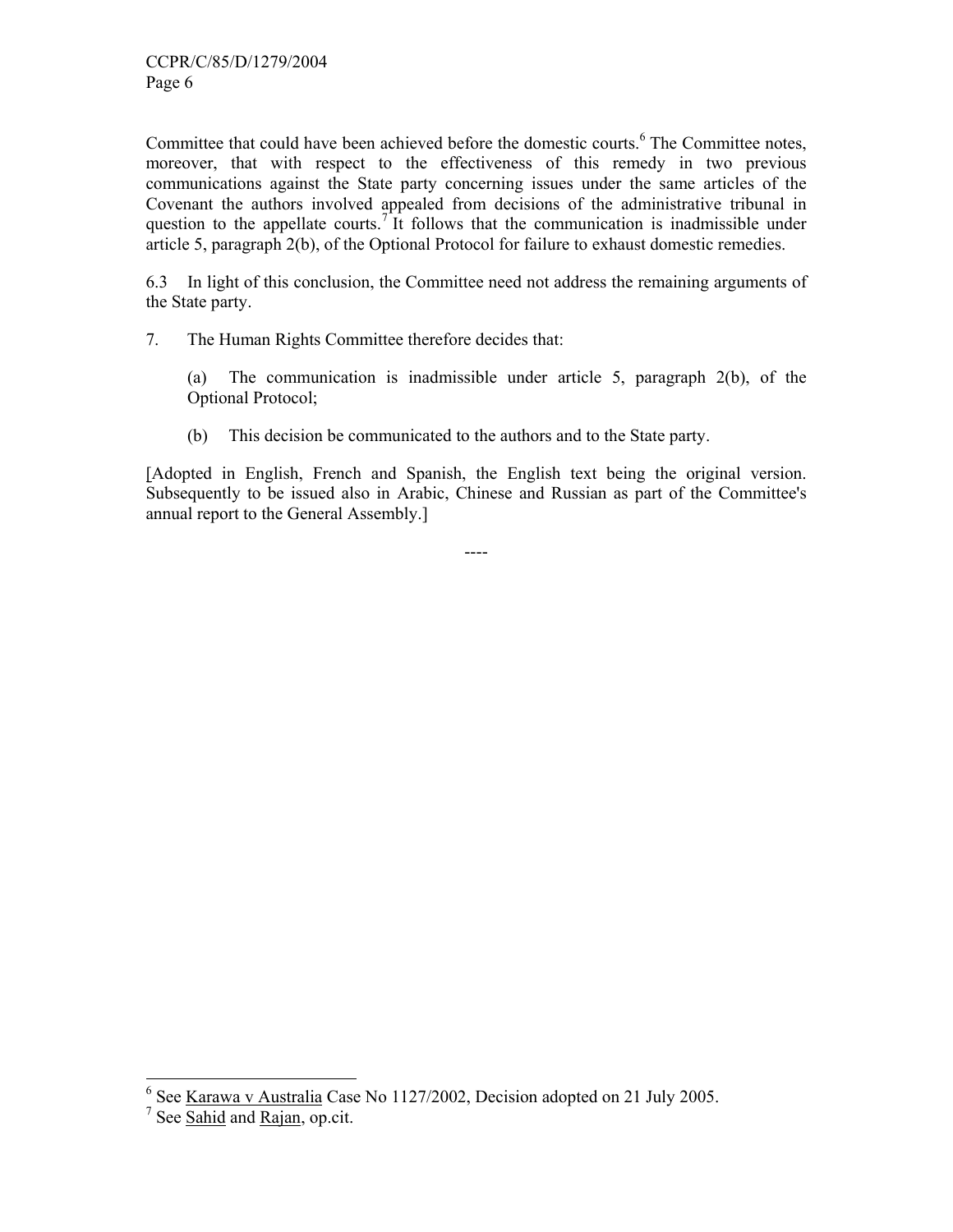Committee that could have been achieved before the domestic courts.[6] The Committee notes, moreover, that with respect to the effectiveness of this remedy in two previous communications against the State party concerning issues under the same articles of the Covenant the authors involved appealed from decisions of the administrative tribunal in question to the appellate courts.[7] It follows that the communication is inadmissible under article 5, paragraph 2(b), of the Optional Protocol for failure to exhaust domestic remedies.

6.3 In light of this conclusion, the Committee need not address the remaining arguments of the State party.

7. The Human Rights Committee therefore decides that:

(a) The communication is inadmissible under article 5, paragraph 2(b), of the Optional Protocol;

(b) This decision be communicated to the authors and to the State party.

[Adopted in English, French and Spanish, the English text being the original version. Subsequently to be issued also in Arabic, Chinese and Russian as part of the Committee's annual report to the General Assembly.]

----

[6] See Karawa v Australia Case No 1127/2002, Decision adopted on 21 July 2005.

[7] See Sahid and Rajan, op.cit.